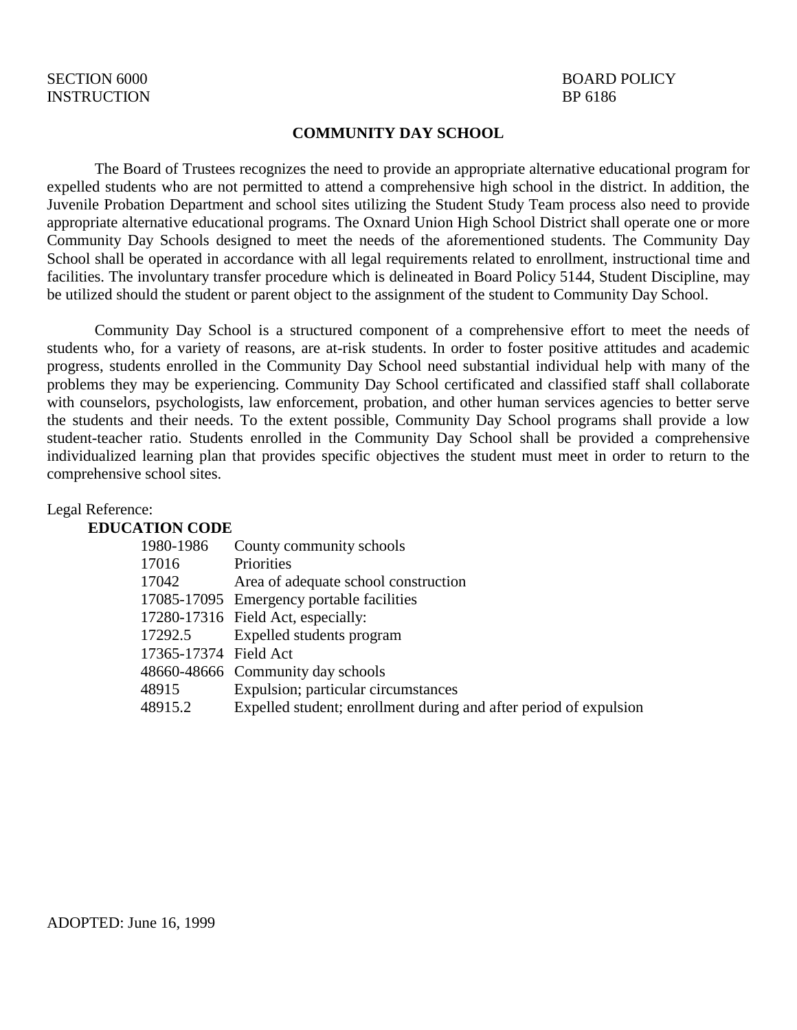SECTION 6000 — BOARD POLICY
INSTRUCTION — BP 6186

# COMMUNITY DAY SCHOOL

The Board of Trustees recognizes the need to provide an appropriate alternative educational program for expelled students who are not permitted to attend a comprehensive high school in the district. In addition, the Juvenile Probation Department and school sites utilizing the Student Study Team process also need to provide appropriate alternative educational programs. The Oxnard Union High School District shall operate one or more Community Day Schools designed to meet the needs of the aforementioned students. The Community Day School shall be operated in accordance with all legal requirements related to enrollment, instructional time and facilities. The involuntary transfer procedure which is delineated in Board Policy 5144, Student Discipline, may be utilized should the student or parent object to the assignment of the student to Community Day School.

Community Day School is a structured component of a comprehensive effort to meet the needs of students who, for a variety of reasons, are at-risk students. In order to foster positive attitudes and academic progress, students enrolled in the Community Day School need substantial individual help with many of the problems they may be experiencing. Community Day School certificated and classified staff shall collaborate with counselors, psychologists, law enforcement, probation, and other human services agencies to better serve the students and their needs. To the extent possible, Community Day School programs shall provide a low student-teacher ratio. Students enrolled in the Community Day School shall be provided a comprehensive individualized learning plan that provides specific objectives the student must meet in order to return to the comprehensive school sites.

Legal Reference:

**EDUCATION CODE**

| | |
|---|---|
| 1980-1986 | County community schools |
| 17016 | Priorities |
| 17042 | Area of adequate school construction |
| 17085-17095 | Emergency portable facilities |
| 17280-17316 | Field Act, especially: |
| 17292.5 | Expelled students program |
| 17365-17374 | Field Act |
| 48660-48666 | Community day schools |
| 48915 | Expulsion; particular circumstances |
| 48915.2 | Expelled student; enrollment during and after period of expulsion |

ADOPTED: June 16, 1999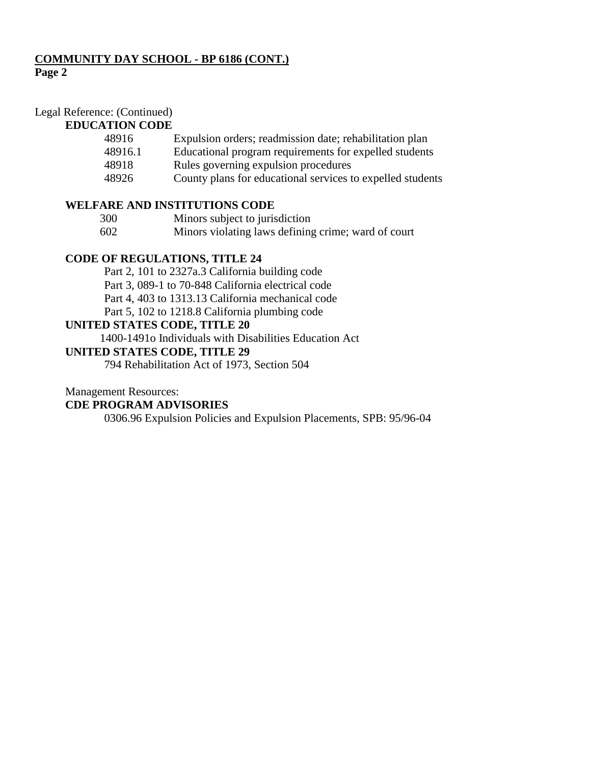**COMMUNITY DAY SCHOOL - BP 6186 (CONT.)**
**Page 2**

Legal Reference: (Continued)

**EDUCATION CODE**

48916 Expulsion orders; readmission date; rehabilitation plan
48916.1 Educational program requirements for expelled students
48918 Rules governing expulsion procedures
48926 County plans for educational services to expelled students

**WELFARE AND INSTITUTIONS CODE**

300 Minors subject to jurisdiction
602 Minors violating laws defining crime; ward of court

**CODE OF REGULATIONS, TITLE 24**

Part 2, 101 to 2327a.3 California building code
Part 3, 089-1 to 70-848 California electrical code
Part 4, 403 to 1313.13 California mechanical code
Part 5, 102 to 1218.8 California plumbing code

**UNITED STATES CODE, TITLE 20**

1400-1491o Individuals with Disabilities Education Act

**UNITED STATES CODE, TITLE 29**

794 Rehabilitation Act of 1973, Section 504

Management Resources:

**CDE PROGRAM ADVISORIES**

0306.96 Expulsion Policies and Expulsion Placements, SPB: 95/96-04